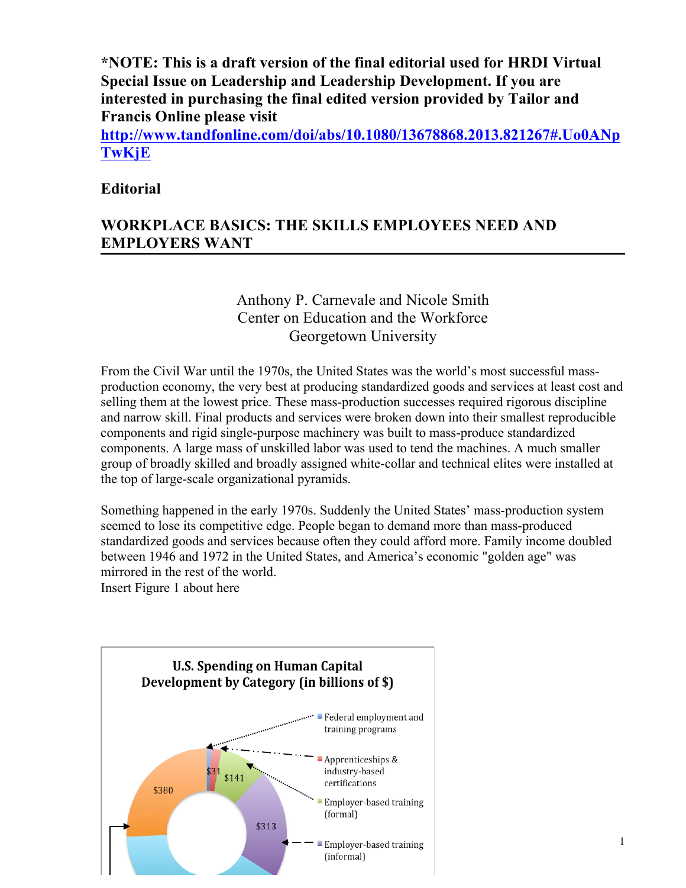**\*NOTE: This is a draft version of the final editorial used for HRDI Virtual Special Issue on Leadership and Leadership Development. If you are interested in purchasing the final edited version provided by Tailor and Francis Online please visit [http://www.tandfonline.com/doi/abs/10.1080/13678868.2013.821267#.Uo0ANpTwKjE](http://www.tandfonline.com/doi/abs/10.1080/13678868.2013.821267#.Uo0ANpTwKjE)**

**Editorial**

# WORKPLACE BASICS: THE SKILLS EMPLOYEES NEED AND EMPLOYERS WANT

Anthony P. Carnevale and Nicole Smith
Center on Education and the Workforce
Georgetown University

From the Civil War until the 1970s, the United States was the world's most successful mass-production economy, the very best at producing standardized goods and services at least cost and selling them at the lowest price. These mass-production successes required rigorous discipline and narrow skill. Final products and services were broken down into their smallest reproducible components and rigid single-purpose machinery was built to mass-produce standardized components. A large mass of unskilled labor was used to tend the machines. A much smaller group of broadly skilled and broadly assigned white-collar and technical elites were installed at the top of large-scale organizational pyramids.

Something happened in the early 1970s. Suddenly the United States' mass-production system seemed to lose its competitive edge. People began to demand more than mass-produced standardized goods and services because often they could afford more. Family income doubled between 1946 and 1972 in the United States, and America's economic "golden age" was mirrored in the rest of the world.
Insert Figure 1 about here

**U.S. Spending on Human Capital Development by Category (in billions of $)**

- Federal employment and training programs
- Apprenticeships & industry-based certifications — $31
- Employer-based training (formal) — $141
- Employer-based training (informal) — $313
- $380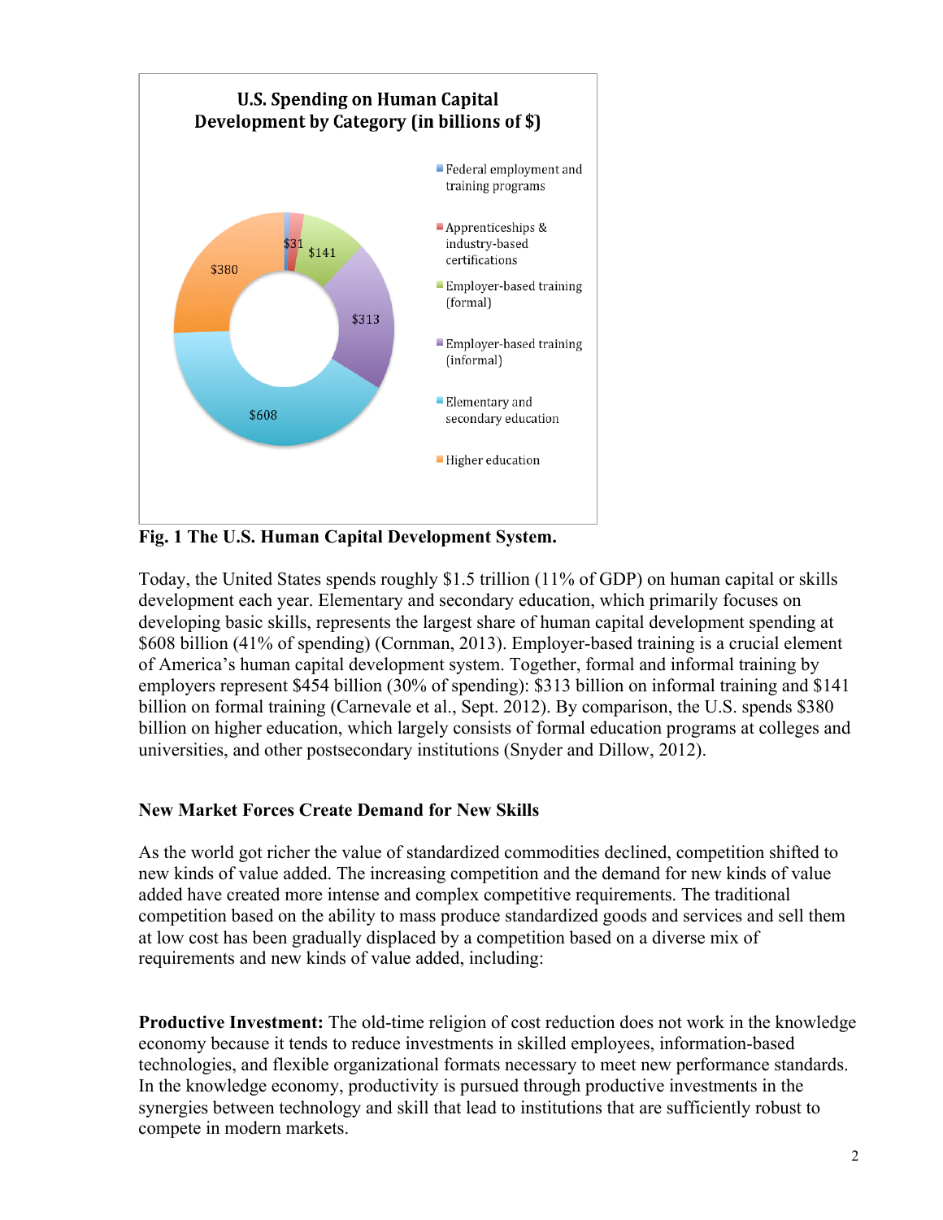**Fig. 1 The U.S. Human Capital Development System.**

Today, the United States spends roughly $1.5 trillion (11% of GDP) on human capital or skills development each year. Elementary and secondary education, which primarily focuses on developing basic skills, represents the largest share of human capital development spending at $608 billion (41% of spending) (Cornman, 2013). Employer-based training is a crucial element of America's human capital development system. Together, formal and informal training by employers represent $454 billion (30% of spending): $313 billion on informal training and $141 billion on formal training (Carnevale et al., Sept. 2012). By comparison, the U.S. spends $380 billion on higher education, which largely consists of formal education programs at colleges and universities, and other postsecondary institutions (Snyder and Dillow, 2012).

### New Market Forces Create Demand for New Skills

As the world got richer the value of standardized commodities declined, competition shifted to new kinds of value added. The increasing competition and the demand for new kinds of value added have created more intense and complex competitive requirements. The traditional competition based on the ability to mass produce standardized goods and services and sell them at low cost has been gradually displaced by a competition based on a diverse mix of requirements and new kinds of value added, including:

**Productive Investment:** The old-time religion of cost reduction does not work in the knowledge economy because it tends to reduce investments in skilled employees, information-based technologies, and flexible organizational formats necessary to meet new performance standards. In the knowledge economy, productivity is pursued through productive investments in the synergies between technology and skill that lead to institutions that are sufficiently robust to compete in modern markets.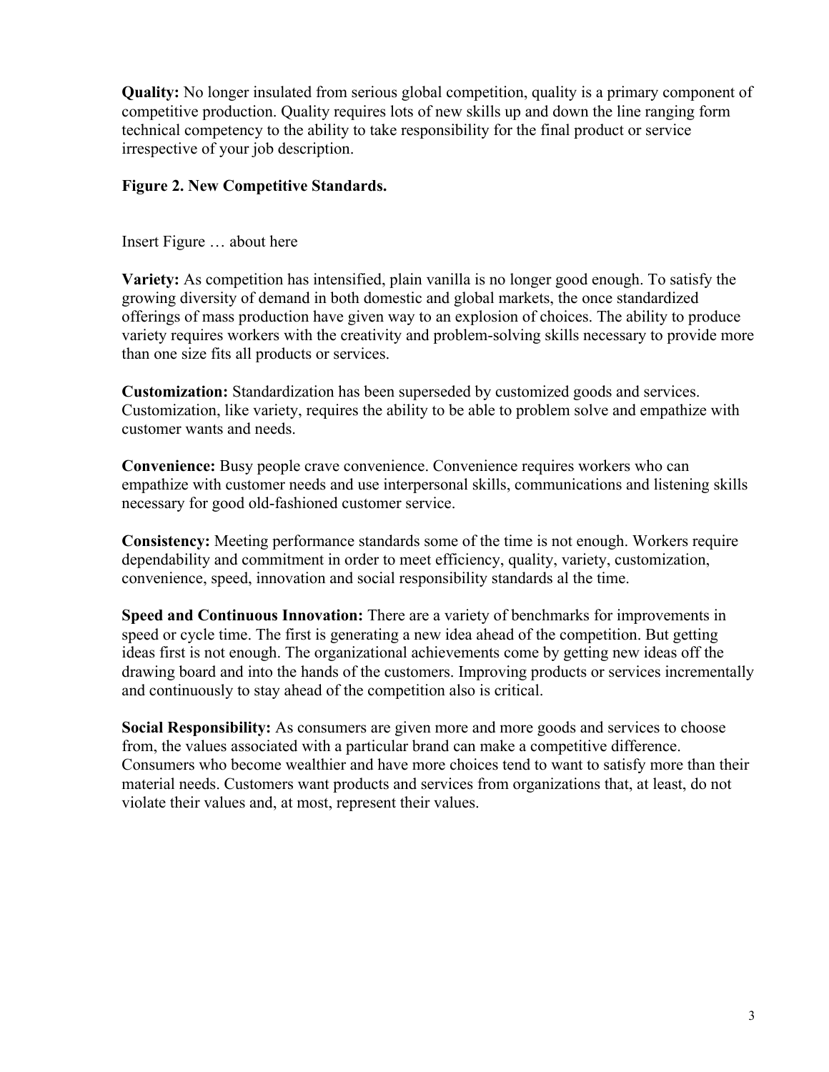**Quality:** No longer insulated from serious global competition, quality is a primary component of competitive production. Quality requires lots of new skills up and down the line ranging form technical competency to the ability to take responsibility for the final product or service irrespective of your job description.

**Figure 2. New Competitive Standards.**

Insert Figure … about here

**Variety:** As competition has intensified, plain vanilla is no longer good enough. To satisfy the growing diversity of demand in both domestic and global markets, the once standardized offerings of mass production have given way to an explosion of choices. The ability to produce variety requires workers with the creativity and problem-solving skills necessary to provide more than one size fits all products or services.

**Customization:** Standardization has been superseded by customized goods and services. Customization, like variety, requires the ability to be able to problem solve and empathize with customer wants and needs.

**Convenience:** Busy people crave convenience. Convenience requires workers who can empathize with customer needs and use interpersonal skills, communications and listening skills necessary for good old-fashioned customer service.

**Consistency:** Meeting performance standards some of the time is not enough. Workers require dependability and commitment in order to meet efficiency, quality, variety, customization, convenience, speed, innovation and social responsibility standards al the time.

**Speed and Continuous Innovation:** There are a variety of benchmarks for improvements in speed or cycle time. The first is generating a new idea ahead of the competition. But getting ideas first is not enough. The organizational achievements come by getting new ideas off the drawing board and into the hands of the customers. Improving products or services incrementally and continuously to stay ahead of the competition also is critical.

**Social Responsibility:** As consumers are given more and more goods and services to choose from, the values associated with a particular brand can make a competitive difference. Consumers who become wealthier and have more choices tend to want to satisfy more than their material needs. Customers want products and services from organizations that, at least, do not violate their values and, at most, represent their values.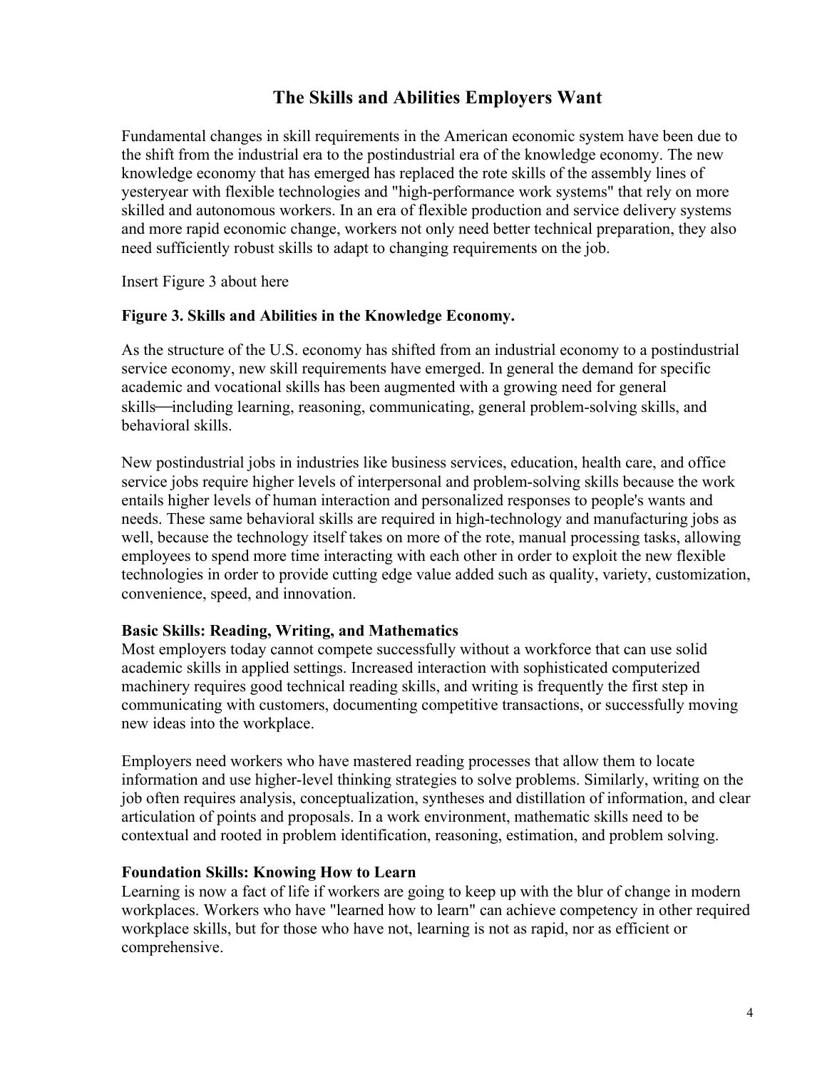## The Skills and Abilities Employers Want

Fundamental changes in skill requirements in the American economic system have been due to the shift from the industrial era to the postindustrial era of the knowledge economy. The new knowledge economy that has emerged has replaced the rote skills of the assembly lines of yesteryear with flexible technologies and "high-performance work systems" that rely on more skilled and autonomous workers. In an era of flexible production and service delivery systems and more rapid economic change, workers not only need better technical preparation, they also need sufficiently robust skills to adapt to changing requirements on the job.

Insert Figure 3 about here

**Figure 3. Skills and Abilities in the Knowledge Economy.**

As the structure of the U.S. economy has shifted from an industrial economy to a postindustrial service economy, new skill requirements have emerged. In general the demand for specific academic and vocational skills has been augmented with a growing need for general skills—including learning, reasoning, communicating, general problem-solving skills, and behavioral skills.

New postindustrial jobs in industries like business services, education, health care, and office service jobs require higher levels of interpersonal and problem-solving skills because the work entails higher levels of human interaction and personalized responses to people's wants and needs. These same behavioral skills are required in high-technology and manufacturing jobs as well, because the technology itself takes on more of the rote, manual processing tasks, allowing employees to spend more time interacting with each other in order to exploit the new flexible technologies in order to provide cutting edge value added such as quality, variety, customization, convenience, speed, and innovation.

### Basic Skills: Reading, Writing, and Mathematics

Most employers today cannot compete successfully without a workforce that can use solid academic skills in applied settings. Increased interaction with sophisticated computerized machinery requires good technical reading skills, and writing is frequently the first step in communicating with customers, documenting competitive transactions, or successfully moving new ideas into the workplace.

Employers need workers who have mastered reading processes that allow them to locate information and use higher-level thinking strategies to solve problems. Similarly, writing on the job often requires analysis, conceptualization, syntheses and distillation of information, and clear articulation of points and proposals. In a work environment, mathematic skills need to be contextual and rooted in problem identification, reasoning, estimation, and problem solving.

### Foundation Skills: Knowing How to Learn

Learning is now a fact of life if workers are going to keep up with the blur of change in modern workplaces. Workers who have "learned how to learn" can achieve competency in other required workplace skills, but for those who have not, learning is not as rapid, nor as efficient or comprehensive.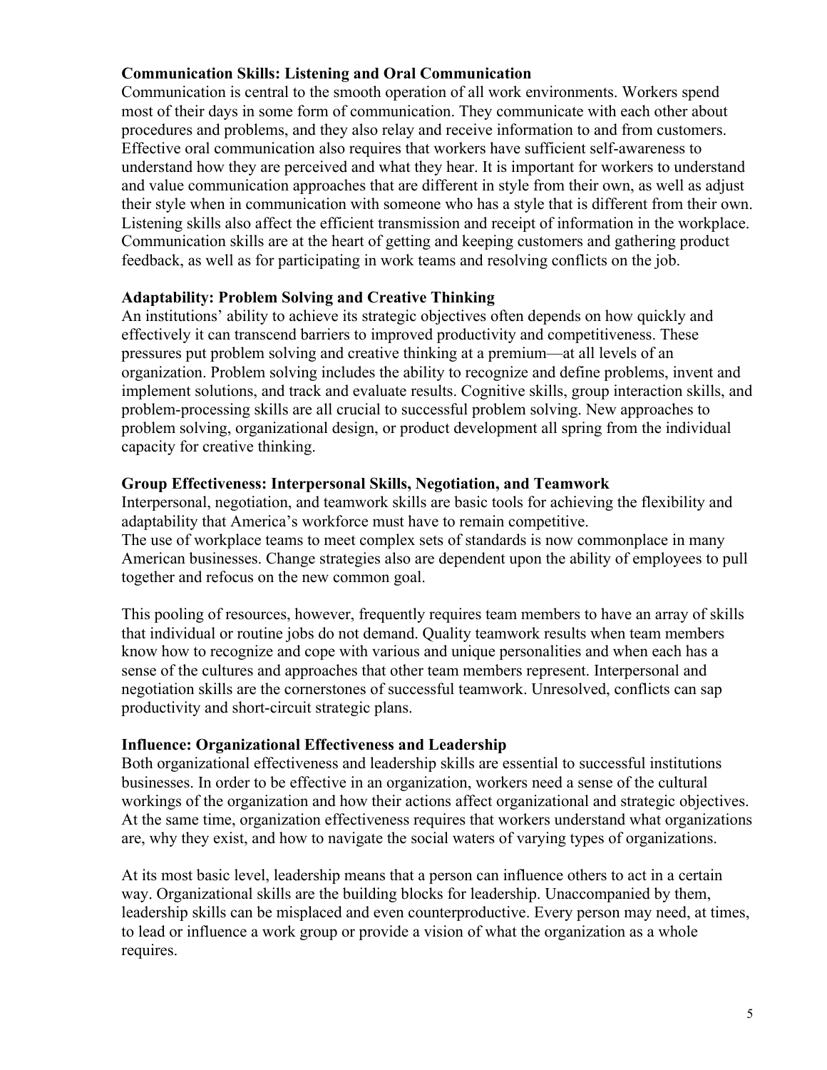**Communication Skills: Listening and Oral Communication**

Communication is central to the smooth operation of all work environments. Workers spend most of their days in some form of communication. They communicate with each other about procedures and problems, and they also relay and receive information to and from customers. Effective oral communication also requires that workers have sufficient self-awareness to understand how they are perceived and what they hear. It is important for workers to understand and value communication approaches that are different in style from their own, as well as adjust their style when in communication with someone who has a style that is different from their own. Listening skills also affect the efficient transmission and receipt of information in the workplace. Communication skills are at the heart of getting and keeping customers and gathering product feedback, as well as for participating in work teams and resolving conflicts on the job.

**Adaptability: Problem Solving and Creative Thinking**

An institutions' ability to achieve its strategic objectives often depends on how quickly and effectively it can transcend barriers to improved productivity and competitiveness. These pressures put problem solving and creative thinking at a premium—at all levels of an organization. Problem solving includes the ability to recognize and define problems, invent and implement solutions, and track and evaluate results. Cognitive skills, group interaction skills, and problem-processing skills are all crucial to successful problem solving. New approaches to problem solving, organizational design, or product development all spring from the individual capacity for creative thinking.

**Group Effectiveness: Interpersonal Skills, Negotiation, and Teamwork**

Interpersonal, negotiation, and teamwork skills are basic tools for achieving the flexibility and adaptability that America's workforce must have to remain competitive.
The use of workplace teams to meet complex sets of standards is now commonplace in many American businesses. Change strategies also are dependent upon the ability of employees to pull together and refocus on the new common goal.

This pooling of resources, however, frequently requires team members to have an array of skills that individual or routine jobs do not demand. Quality teamwork results when team members know how to recognize and cope with various and unique personalities and when each has a sense of the cultures and approaches that other team members represent. Interpersonal and negotiation skills are the cornerstones of successful teamwork. Unresolved, conflicts can sap productivity and short-circuit strategic plans.

**Influence: Organizational Effectiveness and Leadership**

Both organizational effectiveness and leadership skills are essential to successful institutions businesses. In order to be effective in an organization, workers need a sense of the cultural workings of the organization and how their actions affect organizational and strategic objectives. At the same time, organization effectiveness requires that workers understand what organizations are, why they exist, and how to navigate the social waters of varying types of organizations.

At its most basic level, leadership means that a person can influence others to act in a certain way. Organizational skills are the building blocks for leadership. Unaccompanied by them, leadership skills can be misplaced and even counterproductive. Every person may need, at times, to lead or influence a work group or provide a vision of what the organization as a whole requires.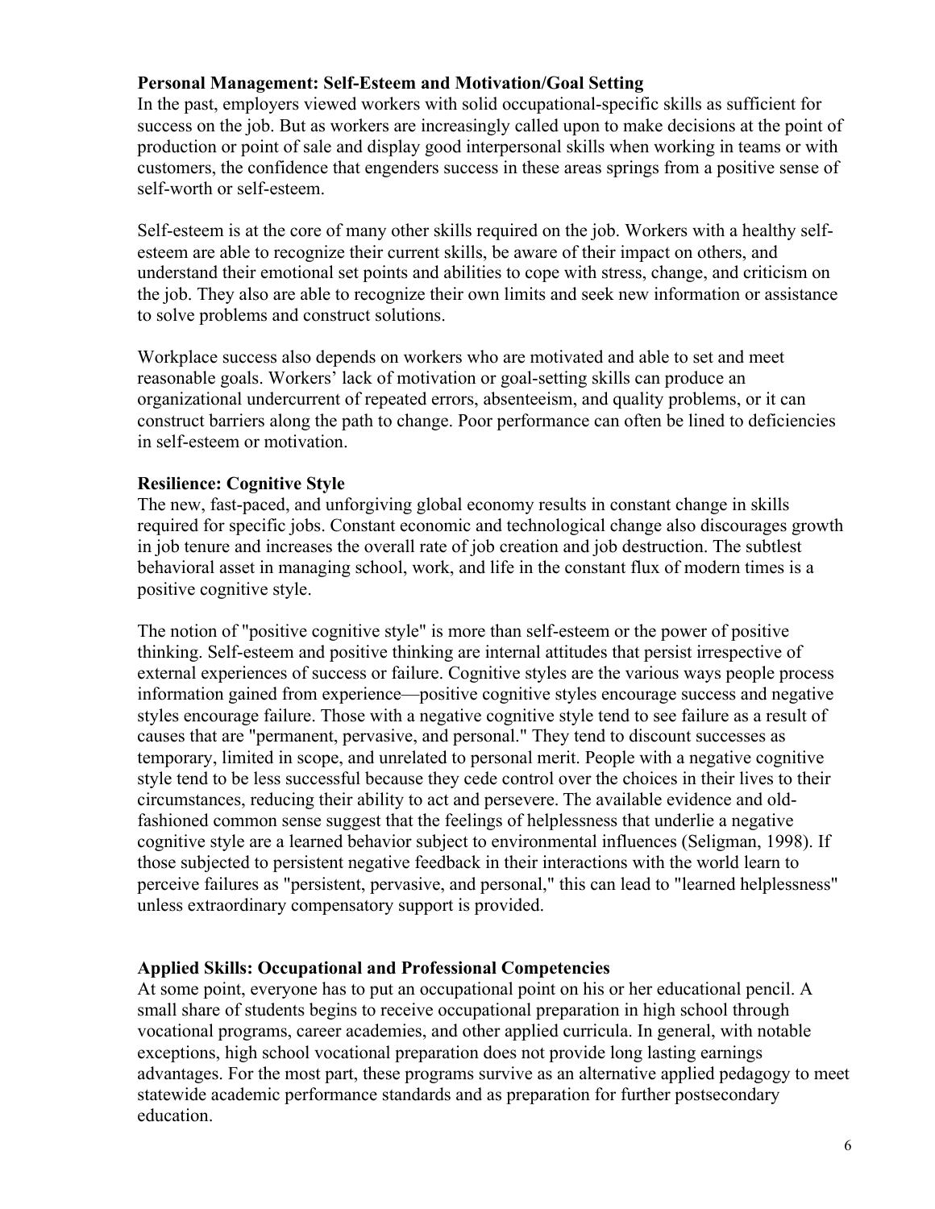**Personal Management: Self-Esteem and Motivation/Goal Setting**

In the past, employers viewed workers with solid occupational-specific skills as sufficient for success on the job. But as workers are increasingly called upon to make decisions at the point of production or point of sale and display good interpersonal skills when working in teams or with customers, the confidence that engenders success in these areas springs from a positive sense of self-worth or self-esteem.

Self-esteem is at the core of many other skills required on the job. Workers with a healthy self-esteem are able to recognize their current skills, be aware of their impact on others, and understand their emotional set points and abilities to cope with stress, change, and criticism on the job. They also are able to recognize their own limits and seek new information or assistance to solve problems and construct solutions.

Workplace success also depends on workers who are motivated and able to set and meet reasonable goals. Workers' lack of motivation or goal-setting skills can produce an organizational undercurrent of repeated errors, absenteeism, and quality problems, or it can construct barriers along the path to change. Poor performance can often be lined to deficiencies in self-esteem or motivation.

**Resilience: Cognitive Style**

The new, fast-paced, and unforgiving global economy results in constant change in skills required for specific jobs. Constant economic and technological change also discourages growth in job tenure and increases the overall rate of job creation and job destruction. The subtlest behavioral asset in managing school, work, and life in the constant flux of modern times is a positive cognitive style.

The notion of "positive cognitive style" is more than self-esteem or the power of positive thinking. Self-esteem and positive thinking are internal attitudes that persist irrespective of external experiences of success or failure. Cognitive styles are the various ways people process information gained from experience—positive cognitive styles encourage success and negative styles encourage failure. Those with a negative cognitive style tend to see failure as a result of causes that are "permanent, pervasive, and personal." They tend to discount successes as temporary, limited in scope, and unrelated to personal merit. People with a negative cognitive style tend to be less successful because they cede control over the choices in their lives to their circumstances, reducing their ability to act and persevere. The available evidence and old-fashioned common sense suggest that the feelings of helplessness that underlie a negative cognitive style are a learned behavior subject to environmental influences (Seligman, 1998). If those subjected to persistent negative feedback in their interactions with the world learn to perceive failures as "persistent, pervasive, and personal," this can lead to "learned helplessness" unless extraordinary compensatory support is provided.

**Applied Skills: Occupational and Professional Competencies**

At some point, everyone has to put an occupational point on his or her educational pencil. A small share of students begins to receive occupational preparation in high school through vocational programs, career academies, and other applied curricula. In general, with notable exceptions, high school vocational preparation does not provide long lasting earnings advantages. For the most part, these programs survive as an alternative applied pedagogy to meet statewide academic performance standards and as preparation for further postsecondary education.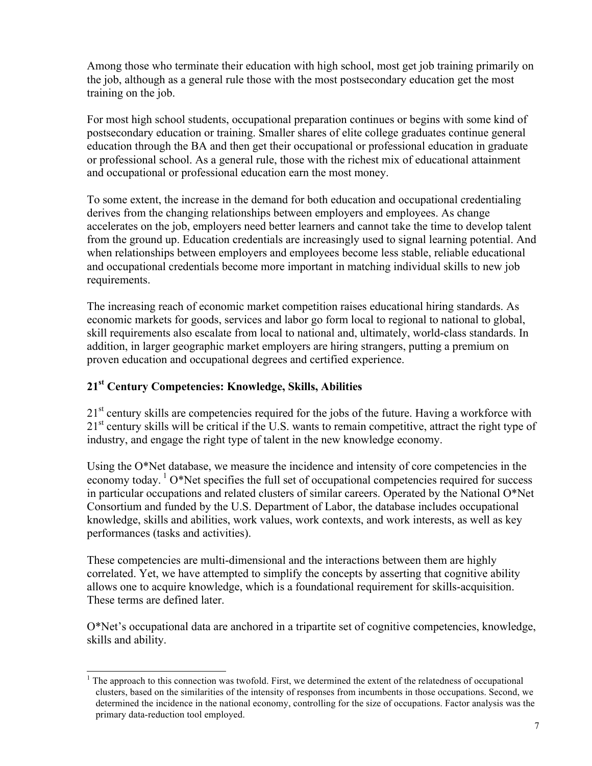Among those who terminate their education with high school, most get job training primarily on the job, although as a general rule those with the most postsecondary education get the most training on the job.

For most high school students, occupational preparation continues or begins with some kind of postsecondary education or training. Smaller shares of elite college graduates continue general education through the BA and then get their occupational or professional education in graduate or professional school. As a general rule, those with the richest mix of educational attainment and occupational or professional education earn the most money.

To some extent, the increase in the demand for both education and occupational credentialing derives from the changing relationships between employers and employees. As change accelerates on the job, employers need better learners and cannot take the time to develop talent from the ground up. Education credentials are increasingly used to signal learning potential. And when relationships between employers and employees become less stable, reliable educational and occupational credentials become more important in matching individual skills to new job requirements.

The increasing reach of economic market competition raises educational hiring standards. As economic markets for goods, services and labor go form local to regional to national to global, skill requirements also escalate from local to national and, ultimately, world-class standards. In addition, in larger geographic market employers are hiring strangers, putting a premium on proven education and occupational degrees and certified experience.

## 21st Century Competencies: Knowledge, Skills, Abilities

21st century skills are competencies required for the jobs of the future. Having a workforce with 21st century skills will be critical if the U.S. wants to remain competitive, attract the right type of industry, and engage the right type of talent in the new knowledge economy.

Using the O*Net database, we measure the incidence and intensity of core competencies in the economy today.[1] O*Net specifies the full set of occupational competencies required for success in particular occupations and related clusters of similar careers. Operated by the National O*Net Consortium and funded by the U.S. Department of Labor, the database includes occupational knowledge, skills and abilities, work values, work contexts, and work interests, as well as key performances (tasks and activities).

These competencies are multi-dimensional and the interactions between them are highly correlated. Yet, we have attempted to simplify the concepts by asserting that cognitive ability allows one to acquire knowledge, which is a foundational requirement for skills-acquisition. These terms are defined later.

O*Net's occupational data are anchored in a tripartite set of cognitive competencies, knowledge, skills and ability.

[1] The approach to this connection was twofold. First, we determined the extent of the relatedness of occupational clusters, based on the similarities of the intensity of responses from incumbents in those occupations. Second, we determined the incidence in the national economy, controlling for the size of occupations. Factor analysis was the primary data-reduction tool employed.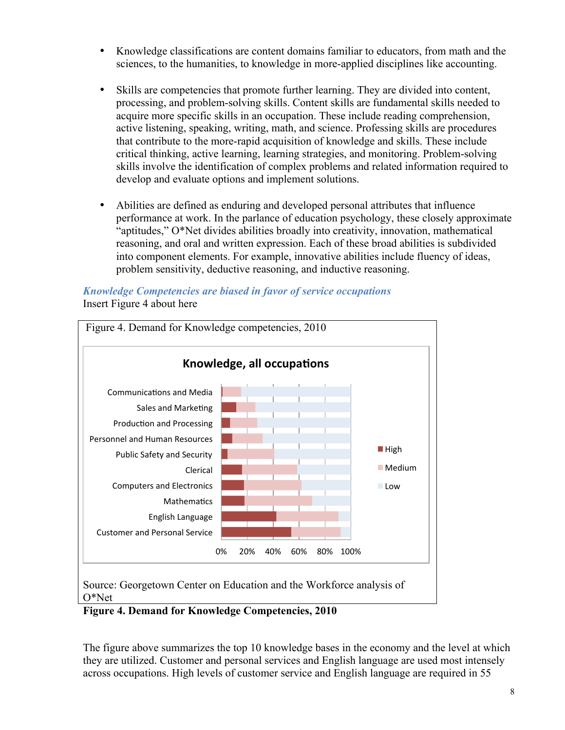- Knowledge classifications are content domains familiar to educators, from math and the sciences, to the humanities, to knowledge in more-applied disciplines like accounting.

- Skills are competencies that promote further learning. They are divided into content, processing, and problem-solving skills. Content skills are fundamental skills needed to acquire more specific skills in an occupation. These include reading comprehension, active listening, speaking, writing, math, and science. Professing skills are procedures that contribute to the more-rapid acquisition of knowledge and skills. These include critical thinking, active learning, learning strategies, and monitoring. Problem-solving skills involve the identification of complex problems and related information required to develop and evaluate options and implement solutions.

- Abilities are defined as enduring and developed personal attributes that influence performance at work. In the parlance of education psychology, these closely approximate "aptitudes," O*Net divides abilities broadly into creativity, innovation, mathematical reasoning, and oral and written expression. Each of these broad abilities is subdivided into component elements. For example, innovative abilities include fluency of ideas, problem sensitivity, deductive reasoning, and inductive reasoning.

***Knowledge Competencies are biased in favor of service occupations***

Insert Figure 4 about here

Figure 4. Demand for Knowledge competencies, 2010

**Knowledge, all occupations**

Source: Georgetown Center on Education and the Workforce analysis of O*Net

**Figure 4. Demand for Knowledge Competencies, 2010**

The figure above summarizes the top 10 knowledge bases in the economy and the level at which they are utilized. Customer and personal services and English language are used most intensely across occupations. High levels of customer service and English language are required in 55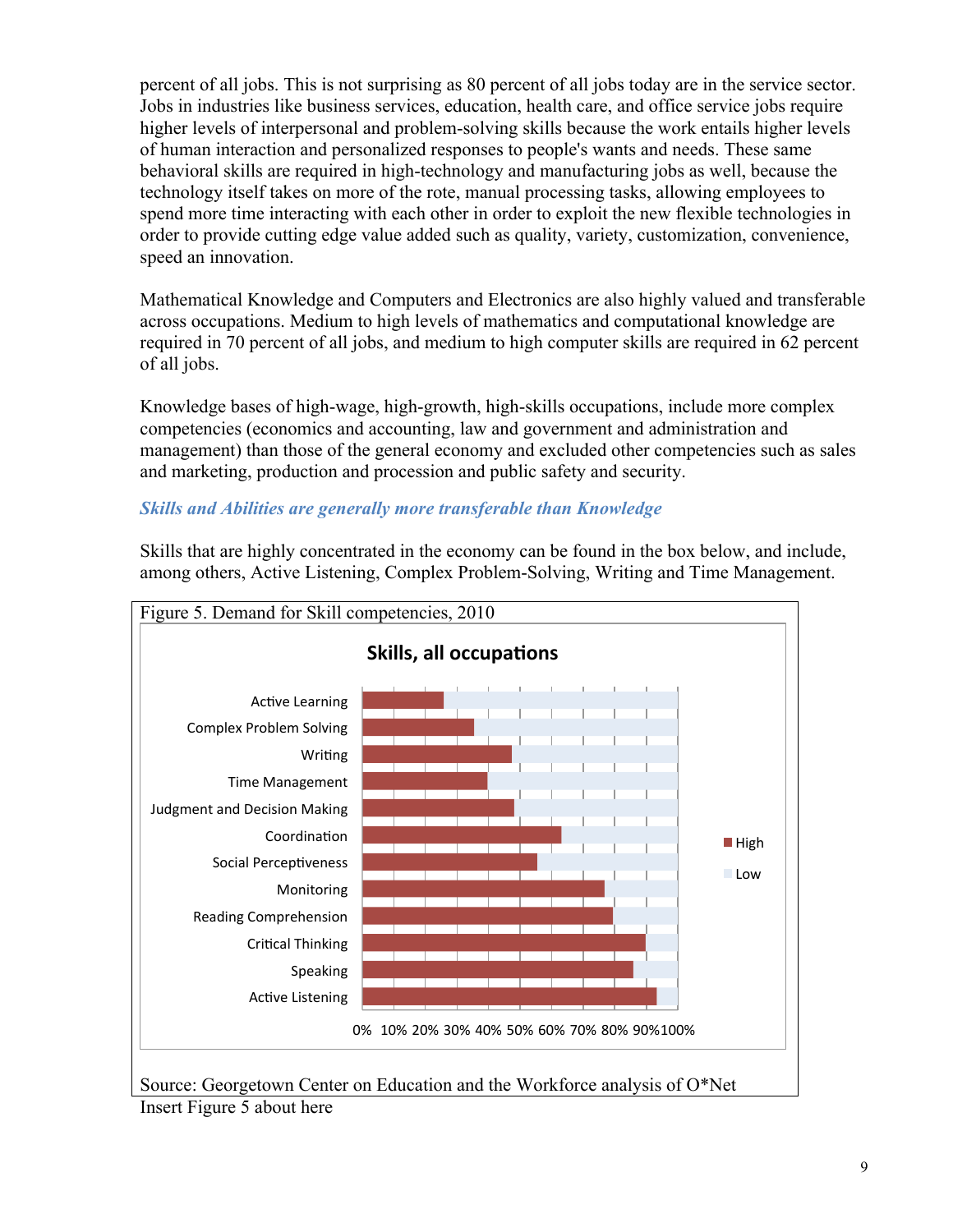percent of all jobs. This is not surprising as 80 percent of all jobs today are in the service sector. Jobs in industries like business services, education, health care, and office service jobs require higher levels of interpersonal and problem-solving skills because the work entails higher levels of human interaction and personalized responses to people's wants and needs. These same behavioral skills are required in high-technology and manufacturing jobs as well, because the technology itself takes on more of the rote, manual processing tasks, allowing employees to spend more time interacting with each other in order to exploit the new flexible technologies in order to provide cutting edge value added such as quality, variety, customization, convenience, speed an innovation.

Mathematical Knowledge and Computers and Electronics are also highly valued and transferable across occupations. Medium to high levels of mathematics and computational knowledge are required in 70 percent of all jobs, and medium to high computer skills are required in 62 percent of all jobs.

Knowledge bases of high-wage, high-growth, high-skills occupations, include more complex competencies (economics and accounting, law and government and administration and management) than those of the general economy and excluded other competencies such as sales and marketing, production and procession and public safety and security.

### *Skills and Abilities are generally more transferable than Knowledge*

Skills that are highly concentrated in the economy can be found in the box below, and include, among others, Active Listening, Complex Problem-Solving, Writing and Time Management.

Figure 5. Demand for Skill competencies, 2010

Source: Georgetown Center on Education and the Workforce analysis of O*Net

Insert Figure 5 about here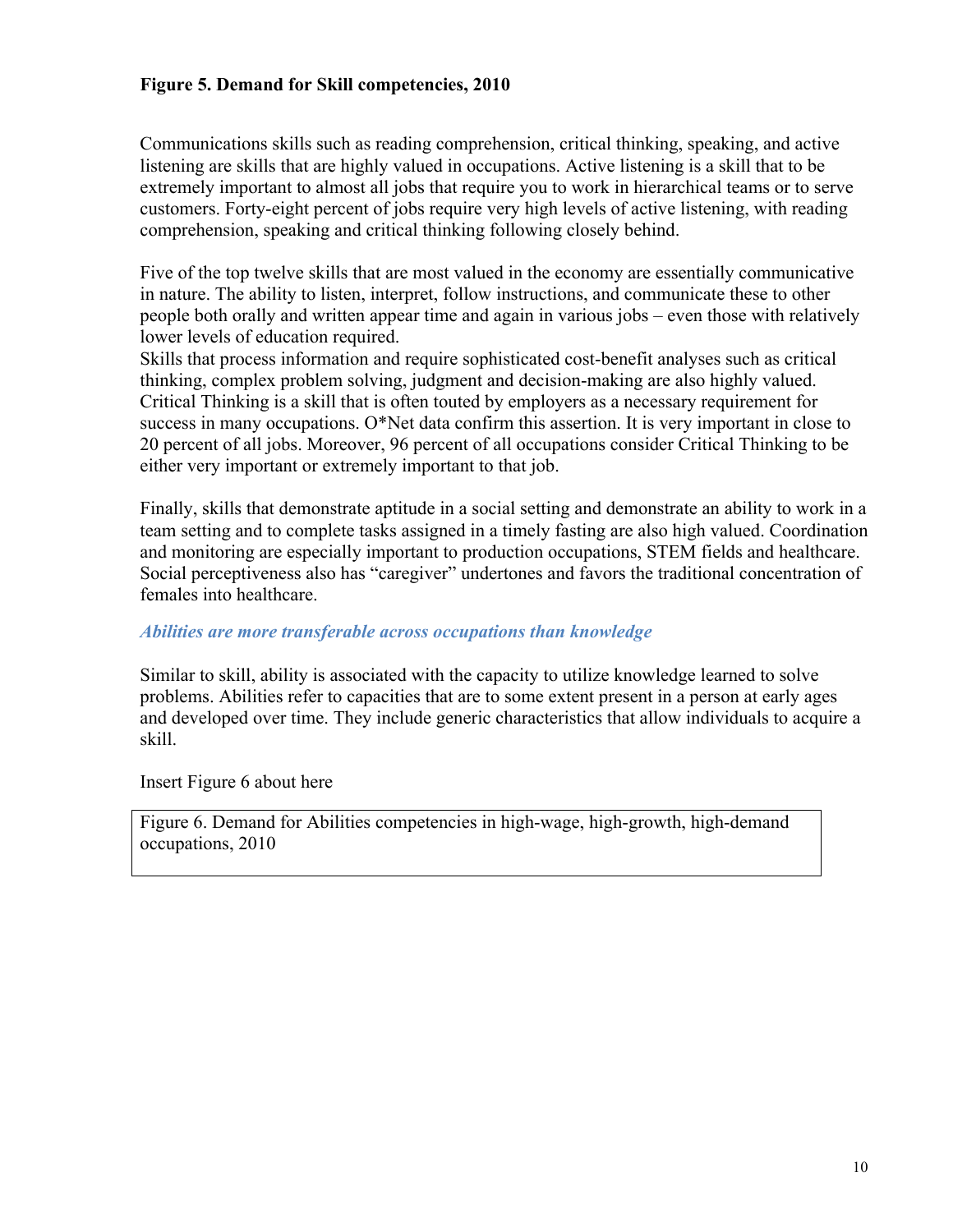**Figure 5. Demand for Skill competencies, 2010**

Communications skills such as reading comprehension, critical thinking, speaking, and active listening are skills that are highly valued in occupations. Active listening is a skill that to be extremely important to almost all jobs that require you to work in hierarchical teams or to serve customers. Forty-eight percent of jobs require very high levels of active listening, with reading comprehension, speaking and critical thinking following closely behind.

Five of the top twelve skills that are most valued in the economy are essentially communicative in nature. The ability to listen, interpret, follow instructions, and communicate these to other people both orally and written appear time and again in various jobs – even those with relatively lower levels of education required.
Skills that process information and require sophisticated cost-benefit analyses such as critical thinking, complex problem solving, judgment and decision-making are also highly valued. Critical Thinking is a skill that is often touted by employers as a necessary requirement for success in many occupations. O*Net data confirm this assertion. It is very important in close to 20 percent of all jobs. Moreover, 96 percent of all occupations consider Critical Thinking to be either very important or extremely important to that job.

Finally, skills that demonstrate aptitude in a social setting and demonstrate an ability to work in a team setting and to complete tasks assigned in a timely fasting are also high valued. Coordination and monitoring are especially important to production occupations, STEM fields and healthcare. Social perceptiveness also has "caregiver" undertones and favors the traditional concentration of females into healthcare.

### *Abilities are more transferable across occupations than knowledge*

Similar to skill, ability is associated with the capacity to utilize knowledge learned to solve problems. Abilities refer to capacities that are to some extent present in a person at early ages and developed over time. They include generic characteristics that allow individuals to acquire a skill.

Insert Figure 6 about here

Figure 6. Demand for Abilities competencies in high-wage, high-growth, high-demand occupations, 2010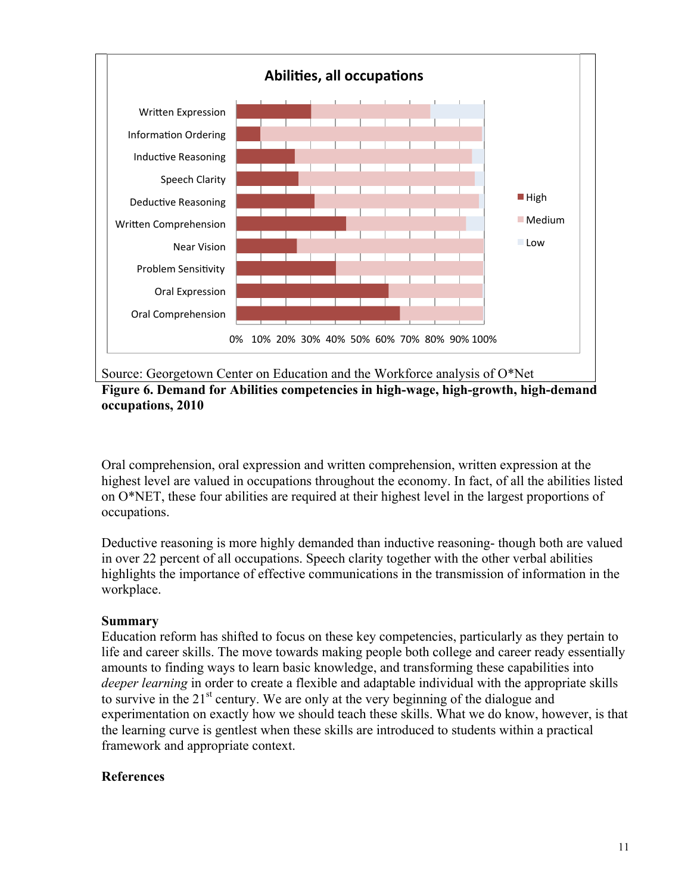Source: Georgetown Center on Education and the Workforce analysis of O*Net

**Figure 6. Demand for Abilities competencies in high-wage, high-growth, high-demand occupations, 2010**

Oral comprehension, oral expression and written comprehension, written expression at the highest level are valued in occupations throughout the economy. In fact, of all the abilities listed on O*NET, these four abilities are required at their highest level in the largest proportions of occupations.

Deductive reasoning is more highly demanded than inductive reasoning- though both are valued in over 22 percent of all occupations. Speech clarity together with the other verbal abilities highlights the importance of effective communications in the transmission of information in the workplace.

**Summary**

Education reform has shifted to focus on these key competencies, particularly as they pertain to life and career skills. The move towards making people both college and career ready essentially amounts to finding ways to learn basic knowledge, and transforming these capabilities into *deeper learning* in order to create a flexible and adaptable individual with the appropriate skills to survive in the 21st century. We are only at the very beginning of the dialogue and experimentation on exactly how we should teach these skills. What we do know, however, is that the learning curve is gentlest when these skills are introduced to students within a practical framework and appropriate context.

**References**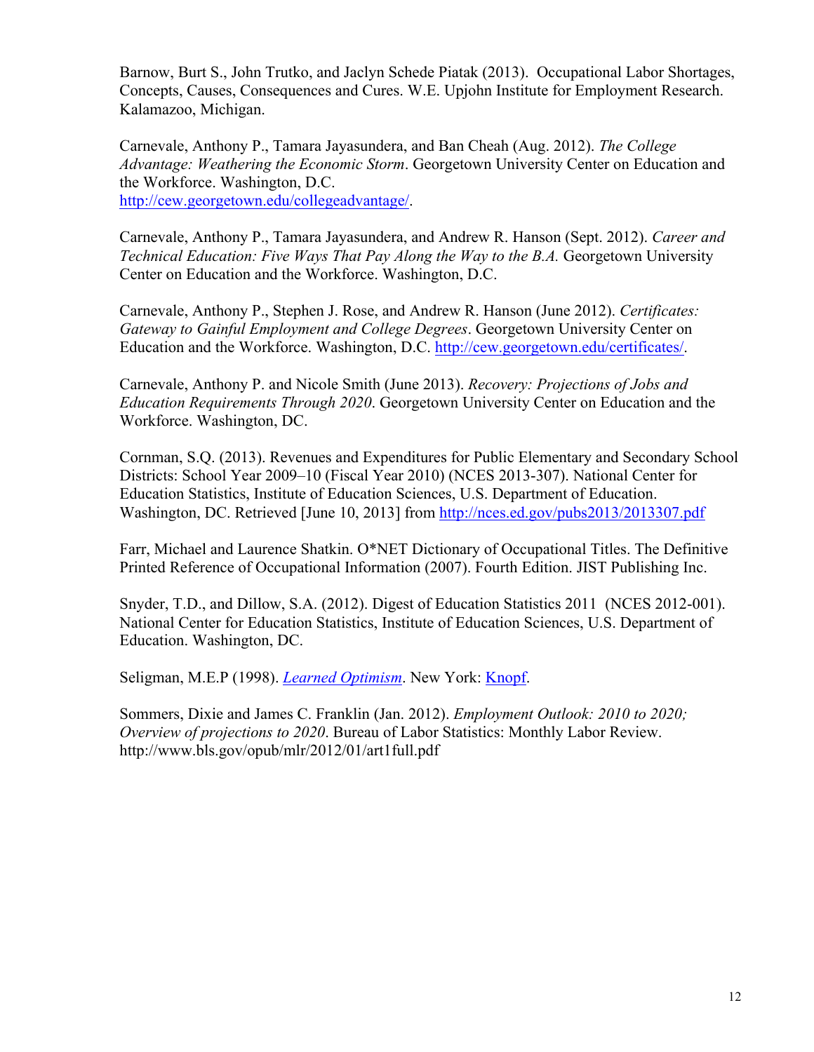Barnow, Burt S., John Trutko, and Jaclyn Schede Piatak (2013). Occupational Labor Shortages, Concepts, Causes, Consequences and Cures. W.E. Upjohn Institute for Employment Research. Kalamazoo, Michigan.

Carnevale, Anthony P., Tamara Jayasundera, and Ban Cheah (Aug. 2012). *The College Advantage: Weathering the Economic Storm*. Georgetown University Center on Education and the Workforce. Washington, D.C. http://cew.georgetown.edu/collegeadvantage/.

Carnevale, Anthony P., Tamara Jayasundera, and Andrew R. Hanson (Sept. 2012). *Career and Technical Education: Five Ways That Pay Along the Way to the B.A.* Georgetown University Center on Education and the Workforce. Washington, D.C.

Carnevale, Anthony P., Stephen J. Rose, and Andrew R. Hanson (June 2012). *Certificates: Gateway to Gainful Employment and College Degrees*. Georgetown University Center on Education and the Workforce. Washington, D.C. http://cew.georgetown.edu/certificates/.

Carnevale, Anthony P. and Nicole Smith (June 2013). *Recovery: Projections of Jobs and Education Requirements Through 2020*. Georgetown University Center on Education and the Workforce. Washington, DC.

Cornman, S.Q. (2013). Revenues and Expenditures for Public Elementary and Secondary School Districts: School Year 2009–10 (Fiscal Year 2010) (NCES 2013-307). National Center for Education Statistics, Institute of Education Sciences, U.S. Department of Education. Washington, DC. Retrieved [June 10, 2013] from http://nces.ed.gov/pubs2013/2013307.pdf

Farr, Michael and Laurence Shatkin. O*NET Dictionary of Occupational Titles. The Definitive Printed Reference of Occupational Information (2007). Fourth Edition. JIST Publishing Inc.

Snyder, T.D., and Dillow, S.A. (2012). Digest of Education Statistics 2011 (NCES 2012-001). National Center for Education Statistics, Institute of Education Sciences, U.S. Department of Education. Washington, DC.

Seligman, M.E.P (1998). *Learned Optimism*. New York: Knopf.

Sommers, Dixie and James C. Franklin (Jan. 2012). *Employment Outlook: 2010 to 2020; Overview of projections to 2020*. Bureau of Labor Statistics: Monthly Labor Review. http://www.bls.gov/opub/mlr/2012/01/art1full.pdf